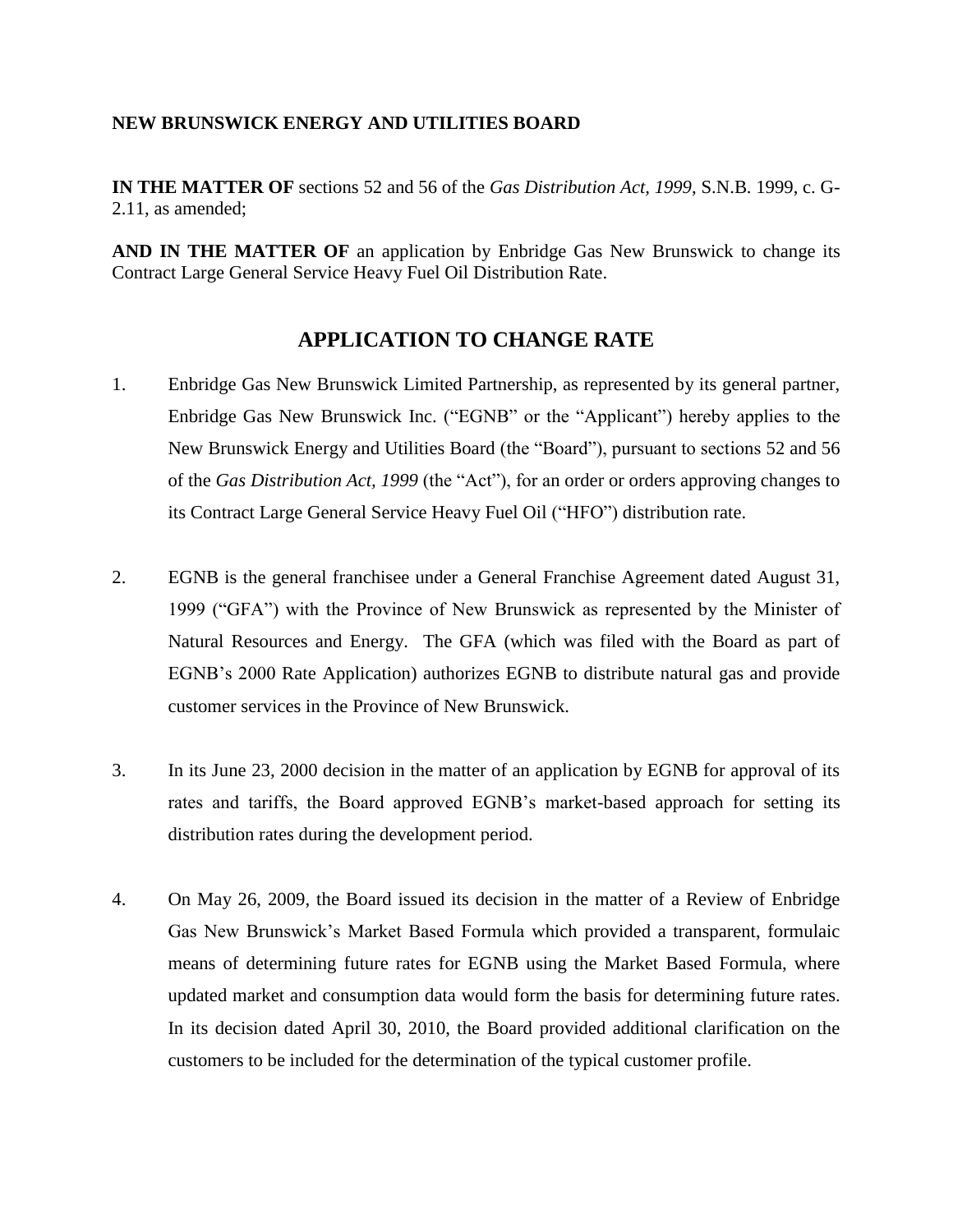**NEW BRUNSWICK ENERGY AND UTILITIES BOARD**

**IN THE MATTER OF** sections 52 and 56 of the *Gas Distribution Act, 1999*, S.N.B. 1999, c. G-2.11, as amended;

**AND IN THE MATTER OF** an application by Enbridge Gas New Brunswick to change its Contract Large General Service Heavy Fuel Oil Distribution Rate.

## APPLICATION TO CHANGE RATE

1. Enbridge Gas New Brunswick Limited Partnership, as represented by its general partner, Enbridge Gas New Brunswick Inc. ("EGNB" or the "Applicant") hereby applies to the New Brunswick Energy and Utilities Board (the "Board"), pursuant to sections 52 and 56 of the *Gas Distribution Act, 1999* (the "Act"), for an order or orders approving changes to its Contract Large General Service Heavy Fuel Oil ("HFO") distribution rate.

2. EGNB is the general franchisee under a General Franchise Agreement dated August 31, 1999 ("GFA") with the Province of New Brunswick as represented by the Minister of Natural Resources and Energy. The GFA (which was filed with the Board as part of EGNB's 2000 Rate Application) authorizes EGNB to distribute natural gas and provide customer services in the Province of New Brunswick.

3. In its June 23, 2000 decision in the matter of an application by EGNB for approval of its rates and tariffs, the Board approved EGNB's market-based approach for setting its distribution rates during the development period.

4. On May 26, 2009, the Board issued its decision in the matter of a Review of Enbridge Gas New Brunswick's Market Based Formula which provided a transparent, formulaic means of determining future rates for EGNB using the Market Based Formula, where updated market and consumption data would form the basis for determining future rates. In its decision dated April 30, 2010, the Board provided additional clarification on the customers to be included for the determination of the typical customer profile.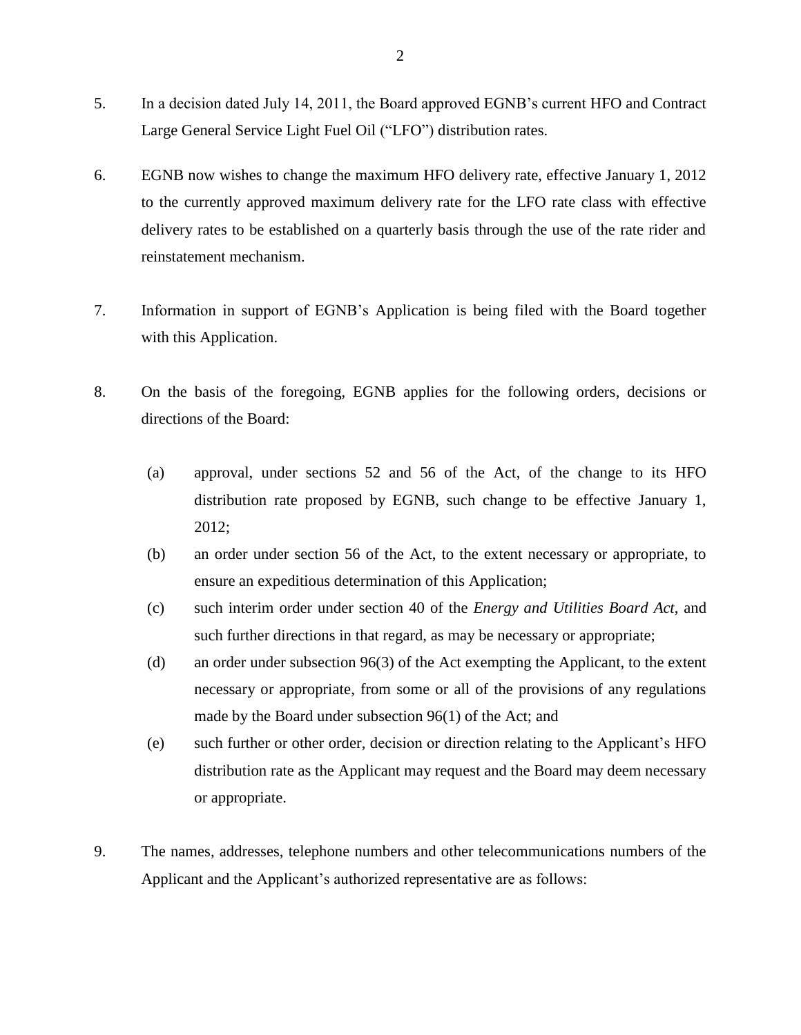5. In a decision dated July 14, 2011, the Board approved EGNB's current HFO and Contract Large General Service Light Fuel Oil ("LFO") distribution rates.

6. EGNB now wishes to change the maximum HFO delivery rate, effective January 1, 2012 to the currently approved maximum delivery rate for the LFO rate class with effective delivery rates to be established on a quarterly basis through the use of the rate rider and reinstatement mechanism.

7. Information in support of EGNB's Application is being filed with the Board together with this Application.

8. On the basis of the foregoing, EGNB applies for the following orders, decisions or directions of the Board:

   (a) approval, under sections 52 and 56 of the Act, of the change to its HFO distribution rate proposed by EGNB, such change to be effective January 1, 2012;

   (b) an order under section 56 of the Act, to the extent necessary or appropriate, to ensure an expeditious determination of this Application;

   (c) such interim order under section 40 of the *Energy and Utilities Board Act*, and such further directions in that regard, as may be necessary or appropriate;

   (d) an order under subsection 96(3) of the Act exempting the Applicant, to the extent necessary or appropriate, from some or all of the provisions of any regulations made by the Board under subsection 96(1) of the Act; and

   (e) such further or other order, decision or direction relating to the Applicant's HFO distribution rate as the Applicant may request and the Board may deem necessary or appropriate.

9. The names, addresses, telephone numbers and other telecommunications numbers of the Applicant and the Applicant's authorized representative are as follows: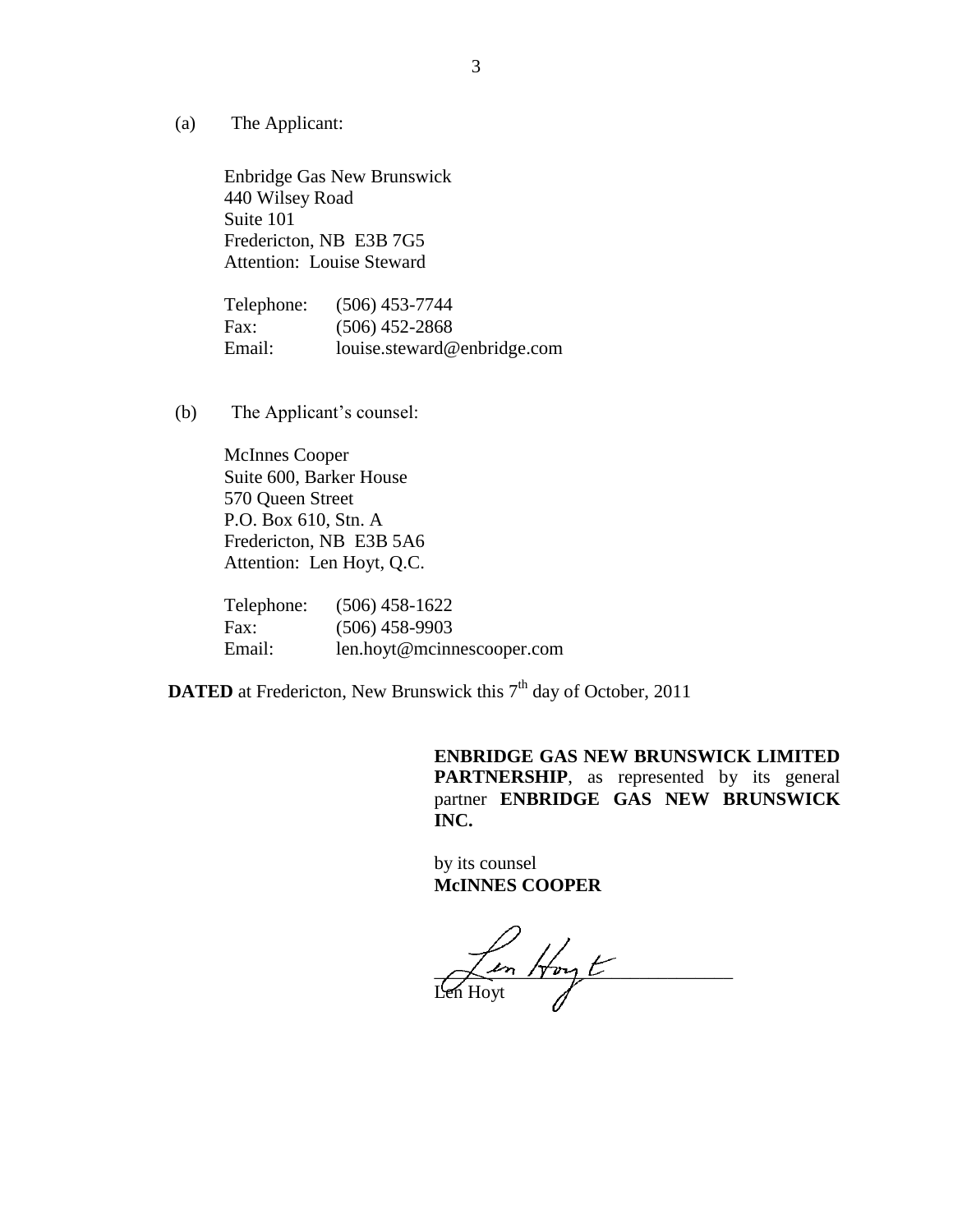(a) The Applicant:

Enbridge Gas New Brunswick
440 Wilsey Road
Suite 101
Fredericton, NB E3B 7G5
Attention: Louise Steward

| | |
|---|---|
| Telephone: | (506) 453-7744 |
| Fax: | (506) 452-2868 |
| Email: | louise.steward@enbridge.com |

(b) The Applicant's counsel:

McInnes Cooper
Suite 600, Barker House
570 Queen Street
P.O. Box 610, Stn. A
Fredericton, NB E3B 5A6
Attention: Len Hoyt, Q.C.

| | |
|---|---|
| Telephone: | (506) 458-1622 |
| Fax: | (506) 458-9903 |
| Email: | len.hoyt@mcinnescooper.com |

**DATED** at Fredericton, New Brunswick this 7th day of October, 2011

**ENBRIDGE GAS NEW BRUNSWICK LIMITED PARTNERSHIP**, as represented by its general partner **ENBRIDGE GAS NEW BRUNSWICK INC.**

by its counsel
**McINNES COOPER**

Len Hoyt